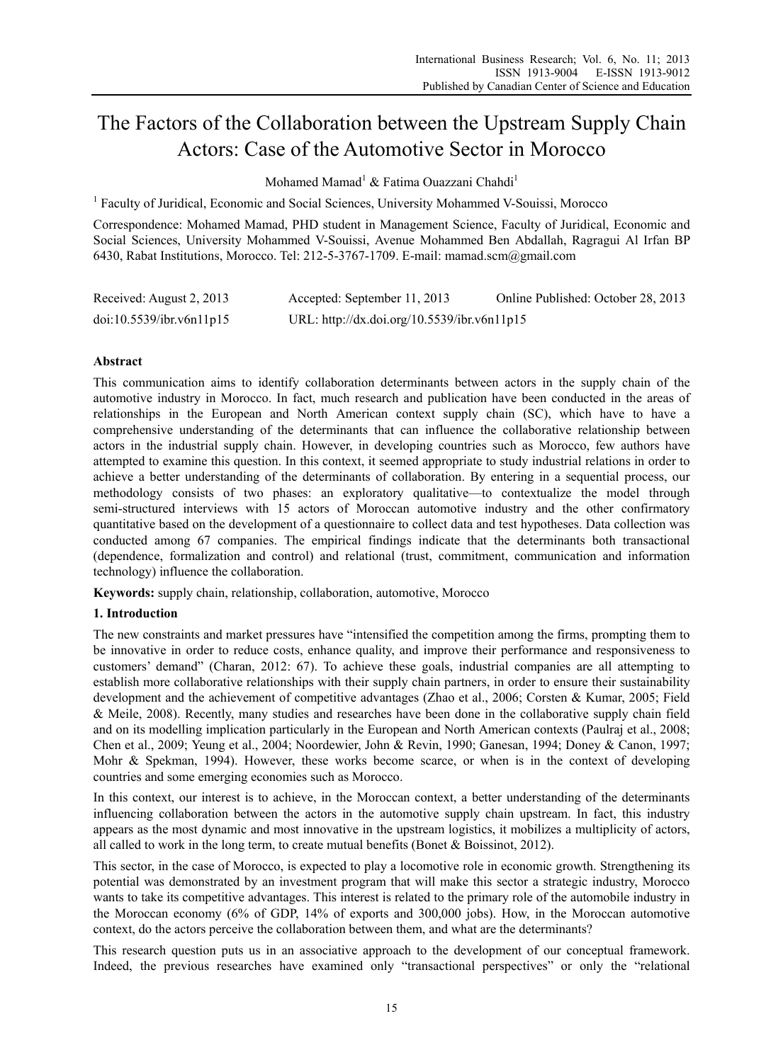# The Factors of the Collaboration between the Upstream Supply Chain Actors: Case of the Automotive Sector in Morocco

Mohamed Mamad[1] & Fatima Ouazzani Chahdi[1]

[1] Faculty of Juridical, Economic and Social Sciences, University Mohammed V-Souissi, Morocco

Correspondence: Mohamed Mamad, PHD student in Management Science, Faculty of Juridical, Economic and Social Sciences, University Mohammed V-Souissi, Avenue Mohammed Ben Abdallah, Ragragui Al Irfan BP 6430, Rabat Institutions, Morocco. Tel: 212-5-3767-1709. E-mail: mamad.scm@gmail.com

Received: August 2, 2013 Accepted: September 11, 2013 Online Published: October 28, 2013

doi:10.5539/ibr.v6n11p15 URL: http://dx.doi.org/10.5539/ibr.v6n11p15

## Abstract

This communication aims to identify collaboration determinants between actors in the supply chain of the automotive industry in Morocco. In fact, much research and publication have been conducted in the areas of relationships in the European and North American context supply chain (SC), which have to have a comprehensive understanding of the determinants that can influence the collaborative relationship between actors in the industrial supply chain. However, in developing countries such as Morocco, few authors have attempted to examine this question. In this context, it seemed appropriate to study industrial relations in order to achieve a better understanding of the determinants of collaboration. By entering in a sequential process, our methodology consists of two phases: an exploratory qualitative—to contextualize the model through semi-structured interviews with 15 actors of Moroccan automotive industry and the other confirmatory quantitative based on the development of a questionnaire to collect data and test hypotheses. Data collection was conducted among 67 companies. The empirical findings indicate that the determinants both transactional (dependence, formalization and control) and relational (trust, commitment, communication and information technology) influence the collaboration.

**Keywords:** supply chain, relationship, collaboration, automotive, Morocco

## 1. Introduction

The new constraints and market pressures have "intensified the competition among the firms, prompting them to be innovative in order to reduce costs, enhance quality, and improve their performance and responsiveness to customers' demand" (Charan, 2012: 67). To achieve these goals, industrial companies are all attempting to establish more collaborative relationships with their supply chain partners, in order to ensure their sustainability development and the achievement of competitive advantages (Zhao et al., 2006; Corsten & Kumar, 2005; Field & Meile, 2008). Recently, many studies and researches have been done in the collaborative supply chain field and on its modelling implication particularly in the European and North American contexts (Paulraj et al., 2008; Chen et al., 2009; Yeung et al., 2004; Noordewier, John & Revin, 1990; Ganesan, 1994; Doney & Canon, 1997; Mohr & Spekman, 1994). However, these works become scarce, or when is in the context of developing countries and some emerging economies such as Morocco.

In this context, our interest is to achieve, in the Moroccan context, a better understanding of the determinants influencing collaboration between the actors in the automotive supply chain upstream. In fact, this industry appears as the most dynamic and most innovative in the upstream logistics, it mobilizes a multiplicity of actors, all called to work in the long term, to create mutual benefits (Bonet & Boissinot, 2012).

This sector, in the case of Morocco, is expected to play a locomotive role in economic growth. Strengthening its potential was demonstrated by an investment program that will make this sector a strategic industry, Morocco wants to take its competitive advantages. This interest is related to the primary role of the automobile industry in the Moroccan economy (6% of GDP, 14% of exports and 300,000 jobs). How, in the Moroccan automotive context, do the actors perceive the collaboration between them, and what are the determinants?

This research question puts us in an associative approach to the development of our conceptual framework. Indeed, the previous researches have examined only "transactional perspectives" or only the "relational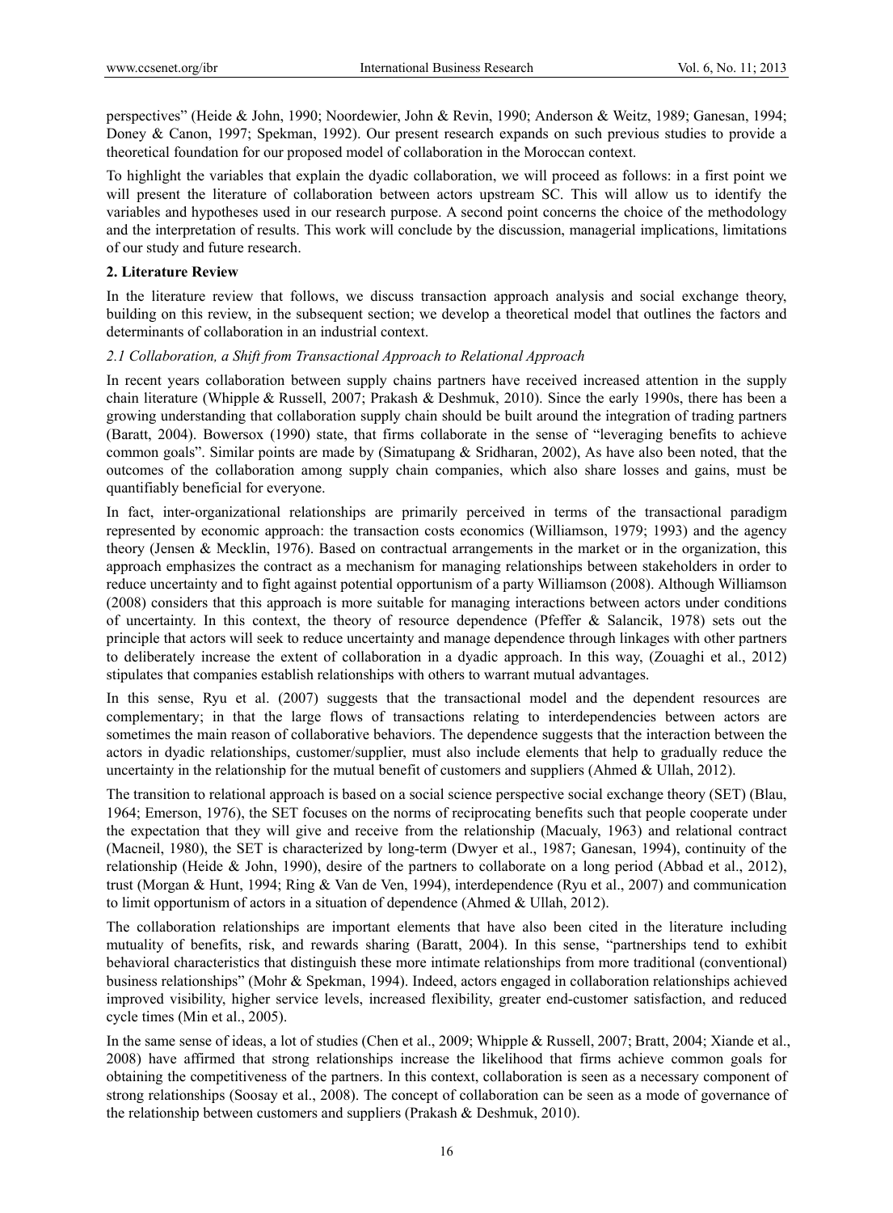perspectives" (Heide & John, 1990; Noordewier, John & Revin, 1990; Anderson & Weitz, 1989; Ganesan, 1994; Doney & Canon, 1997; Spekman, 1992). Our present research expands on such previous studies to provide a theoretical foundation for our proposed model of collaboration in the Moroccan context.

To highlight the variables that explain the dyadic collaboration, we will proceed as follows: in a first point we will present the literature of collaboration between actors upstream SC. This will allow us to identify the variables and hypotheses used in our research purpose. A second point concerns the choice of the methodology and the interpretation of results. This work will conclude by the discussion, managerial implications, limitations of our study and future research.

## 2. Literature Review

In the literature review that follows, we discuss transaction approach analysis and social exchange theory, building on this review, in the subsequent section; we develop a theoretical model that outlines the factors and determinants of collaboration in an industrial context.

### *2.1 Collaboration, a Shift from Transactional Approach to Relational Approach*

In recent years collaboration between supply chains partners have received increased attention in the supply chain literature (Whipple & Russell, 2007; Prakash & Deshmuk, 2010). Since the early 1990s, there has been a growing understanding that collaboration supply chain should be built around the integration of trading partners (Baratt, 2004). Bowersox (1990) state, that firms collaborate in the sense of "leveraging benefits to achieve common goals". Similar points are made by (Simatupang & Sridharan, 2002), As have also been noted, that the outcomes of the collaboration among supply chain companies, which also share losses and gains, must be quantifiably beneficial for everyone.

In fact, inter-organizational relationships are primarily perceived in terms of the transactional paradigm represented by economic approach: the transaction costs economics (Williamson, 1979; 1993) and the agency theory (Jensen & Mecklin, 1976). Based on contractual arrangements in the market or in the organization, this approach emphasizes the contract as a mechanism for managing relationships between stakeholders in order to reduce uncertainty and to fight against potential opportunism of a party Williamson (2008). Although Williamson (2008) considers that this approach is more suitable for managing interactions between actors under conditions of uncertainty. In this context, the theory of resource dependence (Pfeffer & Salancik, 1978) sets out the principle that actors will seek to reduce uncertainty and manage dependence through linkages with other partners to deliberately increase the extent of collaboration in a dyadic approach. In this way, (Zouaghi et al., 2012) stipulates that companies establish relationships with others to warrant mutual advantages.

In this sense, Ryu et al. (2007) suggests that the transactional model and the dependent resources are complementary; in that the large flows of transactions relating to interdependencies between actors are sometimes the main reason of collaborative behaviors. The dependence suggests that the interaction between the actors in dyadic relationships, customer/supplier, must also include elements that help to gradually reduce the uncertainty in the relationship for the mutual benefit of customers and suppliers (Ahmed & Ullah, 2012).

The transition to relational approach is based on a social science perspective social exchange theory (SET) (Blau, 1964; Emerson, 1976), the SET focuses on the norms of reciprocating benefits such that people cooperate under the expectation that they will give and receive from the relationship (Macualy, 1963) and relational contract (Macneil, 1980), the SET is characterized by long-term (Dwyer et al., 1987; Ganesan, 1994), continuity of the relationship (Heide & John, 1990), desire of the partners to collaborate on a long period (Abbad et al., 2012), trust (Morgan & Hunt, 1994; Ring & Van de Ven, 1994), interdependence (Ryu et al., 2007) and communication to limit opportunism of actors in a situation of dependence (Ahmed & Ullah, 2012).

The collaboration relationships are important elements that have also been cited in the literature including mutuality of benefits, risk, and rewards sharing (Baratt, 2004). In this sense, "partnerships tend to exhibit behavioral characteristics that distinguish these more intimate relationships from more traditional (conventional) business relationships" (Mohr & Spekman, 1994). Indeed, actors engaged in collaboration relationships achieved improved visibility, higher service levels, increased flexibility, greater end-customer satisfaction, and reduced cycle times (Min et al., 2005).

In the same sense of ideas, a lot of studies (Chen et al., 2009; Whipple & Russell, 2007; Bratt, 2004; Xiande et al., 2008) have affirmed that strong relationships increase the likelihood that firms achieve common goals for obtaining the competitiveness of the partners. In this context, collaboration is seen as a necessary component of strong relationships (Soosay et al., 2008). The concept of collaboration can be seen as a mode of governance of the relationship between customers and suppliers (Prakash & Deshmuk, 2010).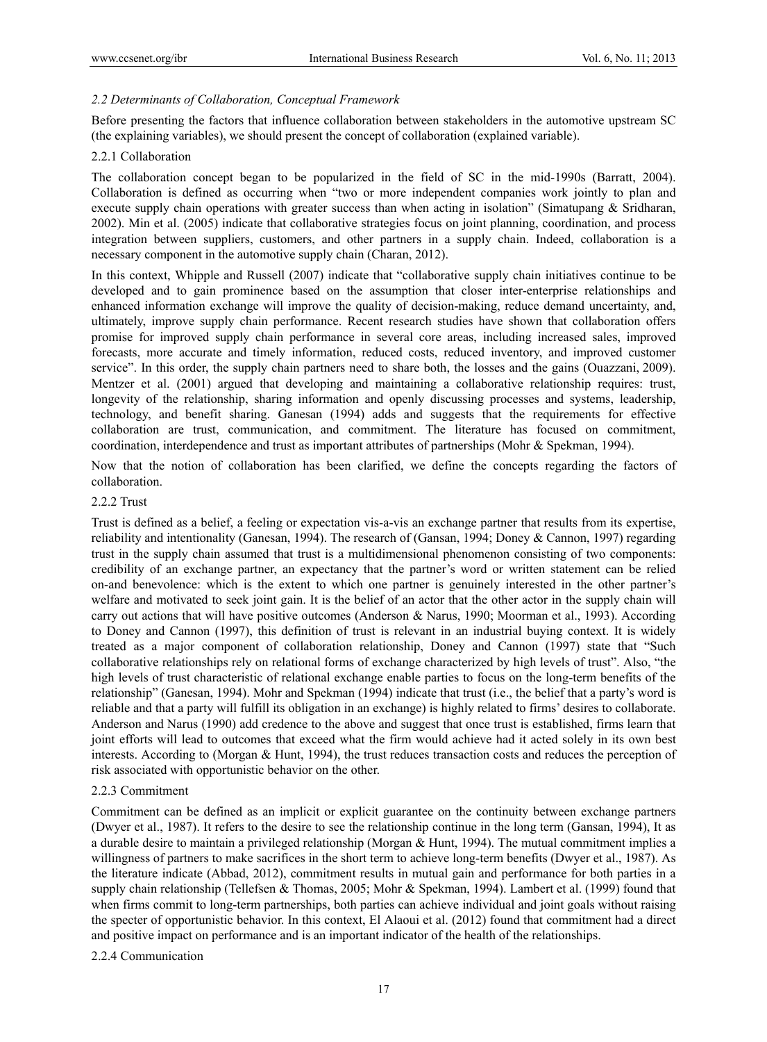### *2.2 Determinants of Collaboration, Conceptual Framework*

Before presenting the factors that influence collaboration between stakeholders in the automotive upstream SC (the explaining variables), we should present the concept of collaboration (explained variable).

#### 2.2.1 Collaboration

The collaboration concept began to be popularized in the field of SC in the mid-1990s (Barratt, 2004). Collaboration is defined as occurring when "two or more independent companies work jointly to plan and execute supply chain operations with greater success than when acting in isolation" (Simatupang & Sridharan, 2002). Min et al. (2005) indicate that collaborative strategies focus on joint planning, coordination, and process integration between suppliers, customers, and other partners in a supply chain. Indeed, collaboration is a necessary component in the automotive supply chain (Charan, 2012).

In this context, Whipple and Russell (2007) indicate that "collaborative supply chain initiatives continue to be developed and to gain prominence based on the assumption that closer inter-enterprise relationships and enhanced information exchange will improve the quality of decision-making, reduce demand uncertainty, and, ultimately, improve supply chain performance. Recent research studies have shown that collaboration offers promise for improved supply chain performance in several core areas, including increased sales, improved forecasts, more accurate and timely information, reduced costs, reduced inventory, and improved customer service". In this order, the supply chain partners need to share both, the losses and the gains (Ouazzani, 2009). Mentzer et al. (2001) argued that developing and maintaining a collaborative relationship requires: trust, longevity of the relationship, sharing information and openly discussing processes and systems, leadership, technology, and benefit sharing. Ganesan (1994) adds and suggests that the requirements for effective collaboration are trust, communication, and commitment. The literature has focused on commitment, coordination, interdependence and trust as important attributes of partnerships (Mohr & Spekman, 1994).

Now that the notion of collaboration has been clarified, we define the concepts regarding the factors of collaboration.

#### 2.2.2 Trust

Trust is defined as a belief, a feeling or expectation vis-a-vis an exchange partner that results from its expertise, reliability and intentionality (Ganesan, 1994). The research of (Gansan, 1994; Doney & Cannon, 1997) regarding trust in the supply chain assumed that trust is a multidimensional phenomenon consisting of two components: credibility of an exchange partner, an expectancy that the partner's word or written statement can be relied on-and benevolence: which is the extent to which one partner is genuinely interested in the other partner's welfare and motivated to seek joint gain. It is the belief of an actor that the other actor in the supply chain will carry out actions that will have positive outcomes (Anderson & Narus, 1990; Moorman et al., 1993). According to Doney and Cannon (1997), this definition of trust is relevant in an industrial buying context. It is widely treated as a major component of collaboration relationship, Doney and Cannon (1997) state that "Such collaborative relationships rely on relational forms of exchange characterized by high levels of trust". Also, "the high levels of trust characteristic of relational exchange enable parties to focus on the long-term benefits of the relationship" (Ganesan, 1994). Mohr and Spekman (1994) indicate that trust (i.e., the belief that a party's word is reliable and that a party will fulfill its obligation in an exchange) is highly related to firms' desires to collaborate. Anderson and Narus (1990) add credence to the above and suggest that once trust is established, firms learn that joint efforts will lead to outcomes that exceed what the firm would achieve had it acted solely in its own best interests. According to (Morgan & Hunt, 1994), the trust reduces transaction costs and reduces the perception of risk associated with opportunistic behavior on the other.

#### 2.2.3 Commitment

Commitment can be defined as an implicit or explicit guarantee on the continuity between exchange partners (Dwyer et al., 1987). It refers to the desire to see the relationship continue in the long term (Gansan, 1994), It as a durable desire to maintain a privileged relationship (Morgan & Hunt, 1994). The mutual commitment implies a willingness of partners to make sacrifices in the short term to achieve long-term benefits (Dwyer et al., 1987). As the literature indicate (Abbad, 2012), commitment results in mutual gain and performance for both parties in a supply chain relationship (Tellefsen & Thomas, 2005; Mohr & Spekman, 1994). Lambert et al. (1999) found that when firms commit to long-term partnerships, both parties can achieve individual and joint goals without raising the specter of opportunistic behavior. In this context, El Alaoui et al. (2012) found that commitment had a direct and positive impact on performance and is an important indicator of the health of the relationships.

#### 2.2.4 Communication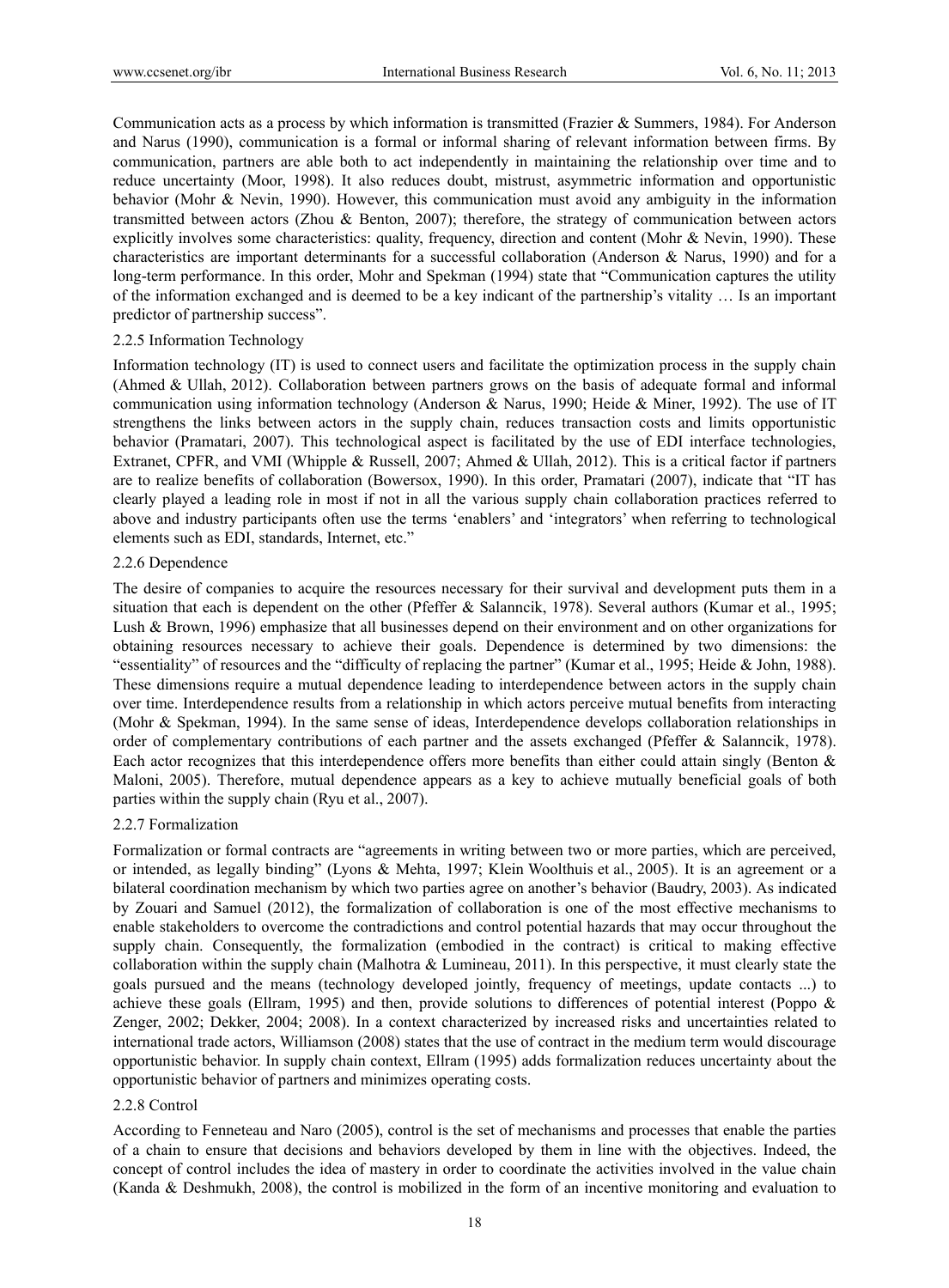Communication acts as a process by which information is transmitted (Frazier & Summers, 1984). For Anderson and Narus (1990), communication is a formal or informal sharing of relevant information between firms. By communication, partners are able both to act independently in maintaining the relationship over time and to reduce uncertainty (Moor, 1998). It also reduces doubt, mistrust, asymmetric information and opportunistic behavior (Mohr & Nevin, 1990). However, this communication must avoid any ambiguity in the information transmitted between actors (Zhou & Benton, 2007); therefore, the strategy of communication between actors explicitly involves some characteristics: quality, frequency, direction and content (Mohr & Nevin, 1990). These characteristics are important determinants for a successful collaboration (Anderson & Narus, 1990) and for a long-term performance. In this order, Mohr and Spekman (1994) state that "Communication captures the utility of the information exchanged and is deemed to be a key indicant of the partnership's vitality … Is an important predictor of partnership success".

### 2.2.5 Information Technology

Information technology (IT) is used to connect users and facilitate the optimization process in the supply chain (Ahmed & Ullah, 2012). Collaboration between partners grows on the basis of adequate formal and informal communication using information technology (Anderson & Narus, 1990; Heide & Miner, 1992). The use of IT strengthens the links between actors in the supply chain, reduces transaction costs and limits opportunistic behavior (Pramatari, 2007). This technological aspect is facilitated by the use of EDI interface technologies, Extranet, CPFR, and VMI (Whipple & Russell, 2007; Ahmed & Ullah, 2012). This is a critical factor if partners are to realize benefits of collaboration (Bowersox, 1990). In this order, Pramatari (2007), indicate that "IT has clearly played a leading role in most if not in all the various supply chain collaboration practices referred to above and industry participants often use the terms 'enablers' and 'integrators' when referring to technological elements such as EDI, standards, Internet, etc."

### 2.2.6 Dependence

The desire of companies to acquire the resources necessary for their survival and development puts them in a situation that each is dependent on the other (Pfeffer & Salanncik, 1978). Several authors (Kumar et al., 1995; Lush & Brown, 1996) emphasize that all businesses depend on their environment and on other organizations for obtaining resources necessary to achieve their goals. Dependence is determined by two dimensions: the "essentiality" of resources and the "difficulty of replacing the partner" (Kumar et al., 1995; Heide & John, 1988). These dimensions require a mutual dependence leading to interdependence between actors in the supply chain over time. Interdependence results from a relationship in which actors perceive mutual benefits from interacting (Mohr & Spekman, 1994). In the same sense of ideas, Interdependence develops collaboration relationships in order of complementary contributions of each partner and the assets exchanged (Pfeffer & Salanncik, 1978). Each actor recognizes that this interdependence offers more benefits than either could attain singly (Benton & Maloni, 2005). Therefore, mutual dependence appears as a key to achieve mutually beneficial goals of both parties within the supply chain (Ryu et al., 2007).

### 2.2.7 Formalization

Formalization or formal contracts are "agreements in writing between two or more parties, which are perceived, or intended, as legally binding" (Lyons & Mehta, 1997; Klein Woolthuis et al., 2005). It is an agreement or a bilateral coordination mechanism by which two parties agree on another's behavior (Baudry, 2003). As indicated by Zouari and Samuel (2012), the formalization of collaboration is one of the most effective mechanisms to enable stakeholders to overcome the contradictions and control potential hazards that may occur throughout the supply chain. Consequently, the formalization (embodied in the contract) is critical to making effective collaboration within the supply chain (Malhotra & Lumineau, 2011). In this perspective, it must clearly state the goals pursued and the means (technology developed jointly, frequency of meetings, update contacts ...) to achieve these goals (Ellram, 1995) and then, provide solutions to differences of potential interest (Poppo & Zenger, 2002; Dekker, 2004; 2008). In a context characterized by increased risks and uncertainties related to international trade actors, Williamson (2008) states that the use of contract in the medium term would discourage opportunistic behavior. In supply chain context, Ellram (1995) adds formalization reduces uncertainty about the opportunistic behavior of partners and minimizes operating costs.

### 2.2.8 Control

According to Fenneteau and Naro (2005), control is the set of mechanisms and processes that enable the parties of a chain to ensure that decisions and behaviors developed by them in line with the objectives. Indeed, the concept of control includes the idea of mastery in order to coordinate the activities involved in the value chain (Kanda & Deshmukh, 2008), the control is mobilized in the form of an incentive monitoring and evaluation to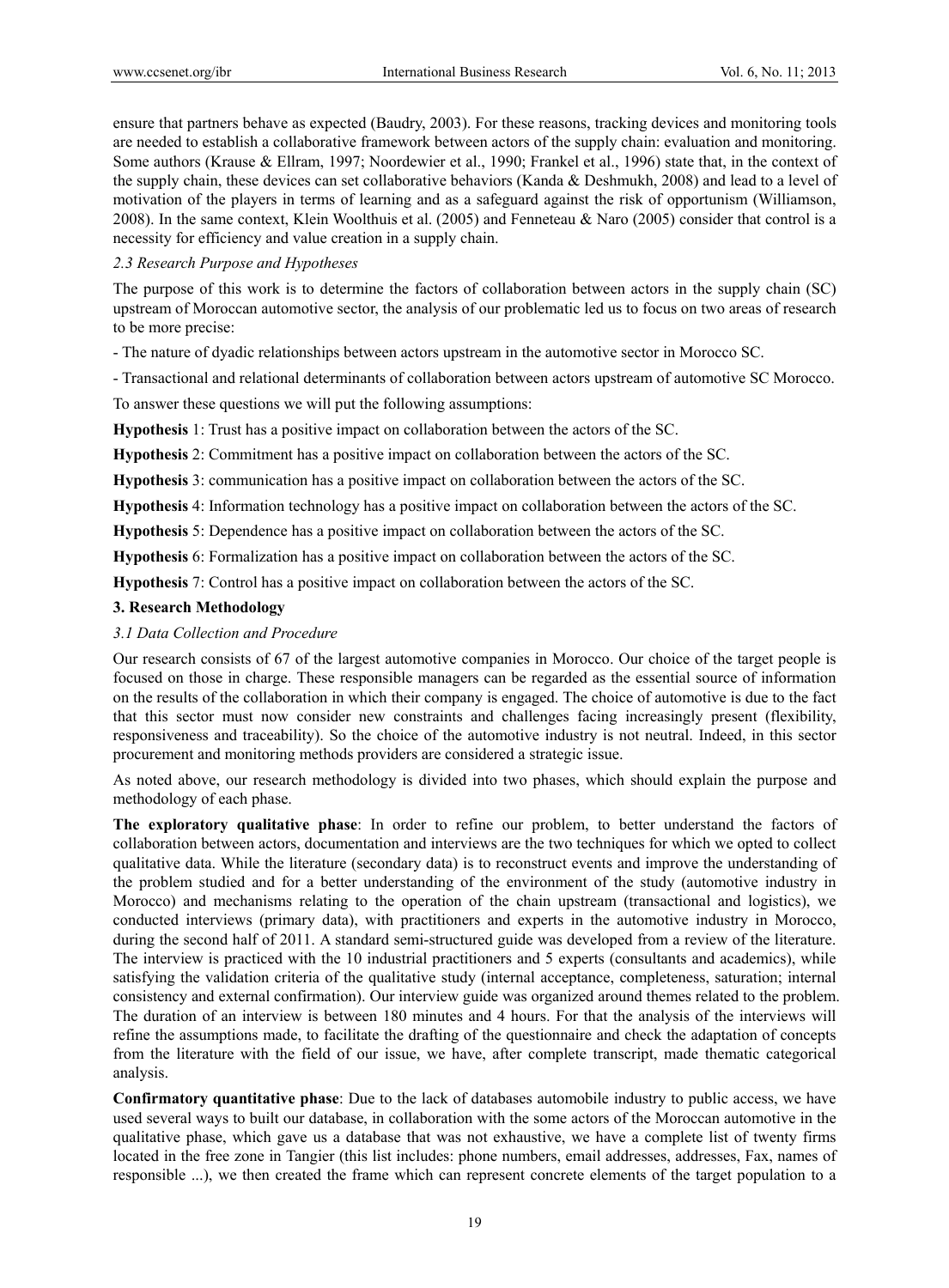ensure that partners behave as expected (Baudry, 2003). For these reasons, tracking devices and monitoring tools are needed to establish a collaborative framework between actors of the supply chain: evaluation and monitoring. Some authors (Krause & Ellram, 1997; Noordewier et al., 1990; Frankel et al., 1996) state that, in the context of the supply chain, these devices can set collaborative behaviors (Kanda & Deshmukh, 2008) and lead to a level of motivation of the players in terms of learning and as a safeguard against the risk of opportunism (Williamson, 2008). In the same context, Klein Woolthuis et al. (2005) and Fenneteau & Naro (2005) consider that control is a necessity for efficiency and value creation in a supply chain.

### *2.3 Research Purpose and Hypotheses*

The purpose of this work is to determine the factors of collaboration between actors in the supply chain (SC) upstream of Moroccan automotive sector, the analysis of our problematic led us to focus on two areas of research to be more precise:

- The nature of dyadic relationships between actors upstream in the automotive sector in Morocco SC.

- Transactional and relational determinants of collaboration between actors upstream of automotive SC Morocco.

To answer these questions we will put the following assumptions:

**Hypothesis** 1: Trust has a positive impact on collaboration between the actors of the SC.

**Hypothesis** 2: Commitment has a positive impact on collaboration between the actors of the SC.

**Hypothesis** 3: communication has a positive impact on collaboration between the actors of the SC.

**Hypothesis** 4: Information technology has a positive impact on collaboration between the actors of the SC.

**Hypothesis** 5: Dependence has a positive impact on collaboration between the actors of the SC.

**Hypothesis** 6: Formalization has a positive impact on collaboration between the actors of the SC.

**Hypothesis** 7: Control has a positive impact on collaboration between the actors of the SC.

## 3. Research Methodology

### *3.1 Data Collection and Procedure*

Our research consists of 67 of the largest automotive companies in Morocco. Our choice of the target people is focused on those in charge. These responsible managers can be regarded as the essential source of information on the results of the collaboration in which their company is engaged. The choice of automotive is due to the fact that this sector must now consider new constraints and challenges facing increasingly present (flexibility, responsiveness and traceability). So the choice of the automotive industry is not neutral. Indeed, in this sector procurement and monitoring methods providers are considered a strategic issue.

As noted above, our research methodology is divided into two phases, which should explain the purpose and methodology of each phase.

**The exploratory qualitative phase**: In order to refine our problem, to better understand the factors of collaboration between actors, documentation and interviews are the two techniques for which we opted to collect qualitative data. While the literature (secondary data) is to reconstruct events and improve the understanding of the problem studied and for a better understanding of the environment of the study (automotive industry in Morocco) and mechanisms relating to the operation of the chain upstream (transactional and logistics), we conducted interviews (primary data), with practitioners and experts in the automotive industry in Morocco, during the second half of 2011. A standard semi-structured guide was developed from a review of the literature. The interview is practiced with the 10 industrial practitioners and 5 experts (consultants and academics), while satisfying the validation criteria of the qualitative study (internal acceptance, completeness, saturation; internal consistency and external confirmation). Our interview guide was organized around themes related to the problem. The duration of an interview is between 180 minutes and 4 hours. For that the analysis of the interviews will refine the assumptions made, to facilitate the drafting of the questionnaire and check the adaptation of concepts from the literature with the field of our issue, we have, after complete transcript, made thematic categorical analysis.

**Confirmatory quantitative phase**: Due to the lack of databases automobile industry to public access, we have used several ways to built our database, in collaboration with the some actors of the Moroccan automotive in the qualitative phase, which gave us a database that was not exhaustive, we have a complete list of twenty firms located in the free zone in Tangier (this list includes: phone numbers, email addresses, addresses, Fax, names of responsible ...), we then created the frame which can represent concrete elements of the target population to a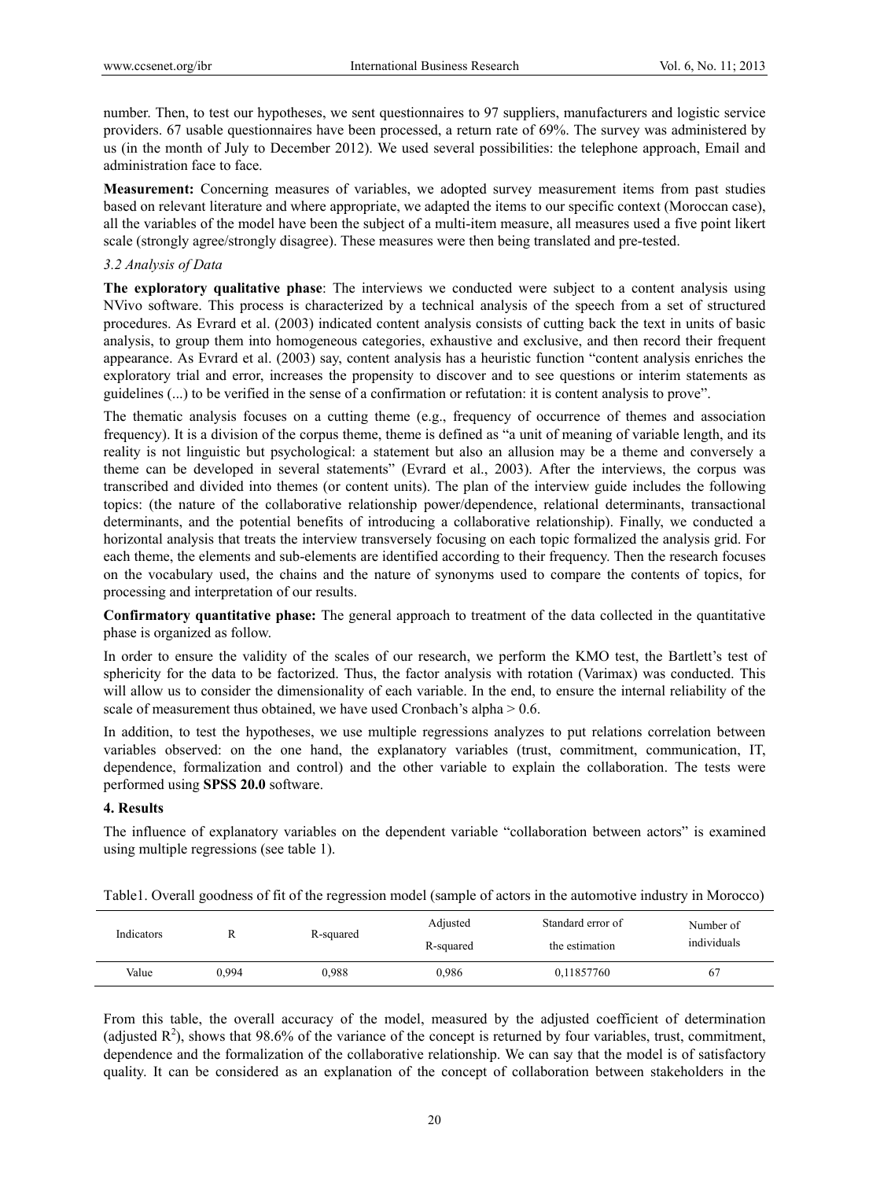number. Then, to test our hypotheses, we sent questionnaires to 97 suppliers, manufacturers and logistic service providers. 67 usable questionnaires have been processed, a return rate of 69%. The survey was administered by us (in the month of July to December 2012). We used several possibilities: the telephone approach, Email and administration face to face.

**Measurement:** Concerning measures of variables, we adopted survey measurement items from past studies based on relevant literature and where appropriate, we adapted the items to our specific context (Moroccan case), all the variables of the model have been the subject of a multi-item measure, all measures used a five point likert scale (strongly agree/strongly disagree). These measures were then being translated and pre-tested.

### *3.2 Analysis of Data*

**The exploratory qualitative phase**: The interviews we conducted were subject to a content analysis using NVivo software. This process is characterized by a technical analysis of the speech from a set of structured procedures. As Evrard et al. (2003) indicated content analysis consists of cutting back the text in units of basic analysis, to group them into homogeneous categories, exhaustive and exclusive, and then record their frequent appearance. As Evrard et al. (2003) say, content analysis has a heuristic function "content analysis enriches the exploratory trial and error, increases the propensity to discover and to see questions or interim statements as guidelines (...) to be verified in the sense of a confirmation or refutation: it is content analysis to prove".

The thematic analysis focuses on a cutting theme (e.g., frequency of occurrence of themes and association frequency). It is a division of the corpus theme, theme is defined as "a unit of meaning of variable length, and its reality is not linguistic but psychological: a statement but also an allusion may be a theme and conversely a theme can be developed in several statements" (Evrard et al., 2003). After the interviews, the corpus was transcribed and divided into themes (or content units). The plan of the interview guide includes the following topics: (the nature of the collaborative relationship power/dependence, relational determinants, transactional determinants, and the potential benefits of introducing a collaborative relationship). Finally, we conducted a horizontal analysis that treats the interview transversely focusing on each topic formalized the analysis grid. For each theme, the elements and sub-elements are identified according to their frequency. Then the research focuses on the vocabulary used, the chains and the nature of synonyms used to compare the contents of topics, for processing and interpretation of our results.

**Confirmatory quantitative phase:** The general approach to treatment of the data collected in the quantitative phase is organized as follow.

In order to ensure the validity of the scales of our research, we perform the KMO test, the Bartlett's test of sphericity for the data to be factorized. Thus, the factor analysis with rotation (Varimax) was conducted. This will allow us to consider the dimensionality of each variable. In the end, to ensure the internal reliability of the scale of measurement thus obtained, we have used Cronbach's alpha > 0.6.

In addition, to test the hypotheses, we use multiple regressions analyzes to put relations correlation between variables observed: on the one hand, the explanatory variables (trust, commitment, communication, IT, dependence, formalization and control) and the other variable to explain the collaboration. The tests were performed using **SPSS 20.0** software.

## 4. Results

The influence of explanatory variables on the dependent variable "collaboration between actors" is examined using multiple regressions (see table 1).

Table1. Overall goodness of fit of the regression model (sample of actors in the automotive industry in Morocco)

| Indicators | R | R-squared | Adjusted R-squared | Standard error of the estimation | Number of individuals |
|---|---|---|---|---|---|
| Value | 0,994 | 0,988 | 0,986 | 0,11857760 | 67 |

From this table, the overall accuracy of the model, measured by the adjusted coefficient of determination (adjusted $R^2$), shows that 98.6% of the variance of the concept is returned by four variables, trust, commitment, dependence and the formalization of the collaborative relationship. We can say that the model is of satisfactory quality. It can be considered as an explanation of the concept of collaboration between stakeholders in the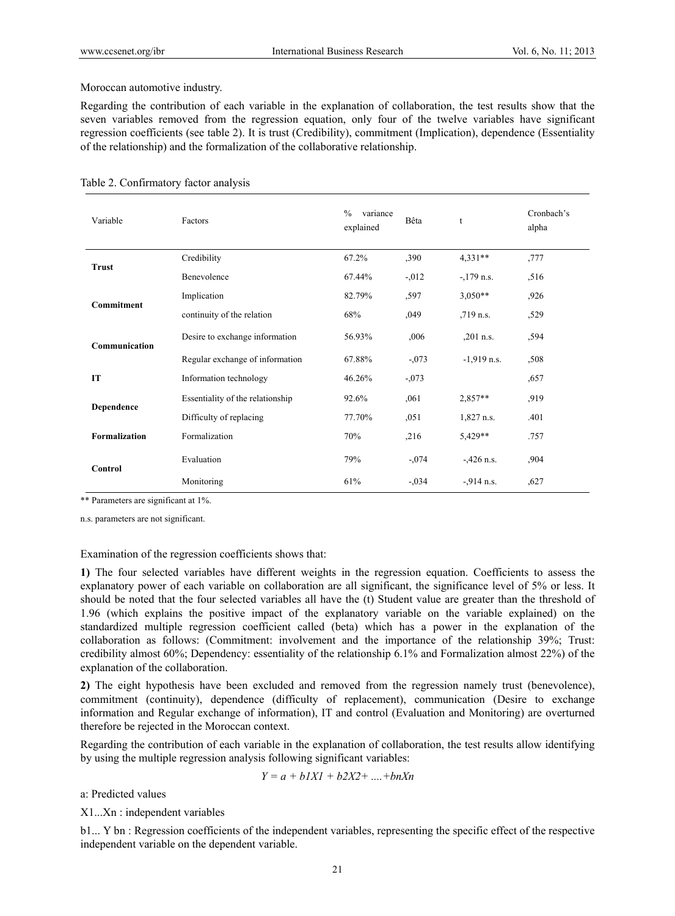Moroccan automotive industry.

Regarding the contribution of each variable in the explanation of collaboration, the test results show that the seven variables removed from the regression equation, only four of the twelve variables have significant regression coefficients (see table 2). It is trust (Credibility), commitment (Implication), dependence (Essentiality of the relationship) and the formalization of the collaborative relationship.

Table 2. Confirmatory factor analysis

| Variable | Factors | % variance explained | Bêta | t | Cronbach's alpha |
|---|---|---|---|---|---|
| **Trust** | Credibility | 67.2% | ,390 | 4,331** | ,777 |
| | Benevolence | 67.44% | -,012 | -,179 n.s. | ,516 |
| **Commitment** | Implication | 82.79% | ,597 | 3,050** | ,926 |
| | continuity of the relation | 68% | ,049 | ,719 n.s. | ,529 |
| **Communication** | Desire to exchange information | 56.93% | ,006 | ,201 n.s. | ,594 |
| | Regular exchange of information | 67.88% | -,073 | -1,919 n.s. | ,508 |
| **IT** | Information technology | 46.26% | -,073 | | ,657 |
| **Dependence** | Essentiality of the relationship | 92.6% | ,061 | 2,857** | ,919 |
| | Difficulty of replacing | 77.70% | ,051 | 1,827 n.s. | .401 |
| **Formalization** | Formalization | 70% | ,216 | 5,429** | .757 |
| **Control** | Evaluation | 79% | -,074 | -,426 n.s. | ,904 |
| | Monitoring | 61% | -,034 | -,914 n.s. | ,627 |

** Parameters are significant at 1%.

n.s. parameters are not significant.

Examination of the regression coefficients shows that:

**1)** The four selected variables have different weights in the regression equation. Coefficients to assess the explanatory power of each variable on collaboration are all significant, the significance level of 5% or less. It should be noted that the four selected variables all have the (t) Student value are greater than the threshold of 1.96 (which explains the positive impact of the explanatory variable on the variable explained) on the standardized multiple regression coefficient called (beta) which has a power in the explanation of the collaboration as follows: (Commitment: involvement and the importance of the relationship 39%; Trust: credibility almost 60%; Dependency: essentiality of the relationship 6.1% and Formalization almost 22%) of the explanation of the collaboration.

**2)** The eight hypothesis have been excluded and removed from the regression namely trust (benevolence), commitment (continuity), dependence (difficulty of replacement), communication (Desire to exchange information and Regular exchange of information), IT and control (Evaluation and Monitoring) are overturned therefore be rejected in the Moroccan context.

Regarding the contribution of each variable in the explanation of collaboration, the test results allow identifying by using the multiple regression analysis following significant variables:

$$Y = a + b1X1 + b2X2 + \ldots + bnXn$$

a: Predicted values

X1...Xn : independent variables

b1... Y bn : Regression coefficients of the independent variables, representing the specific effect of the respective independent variable on the dependent variable.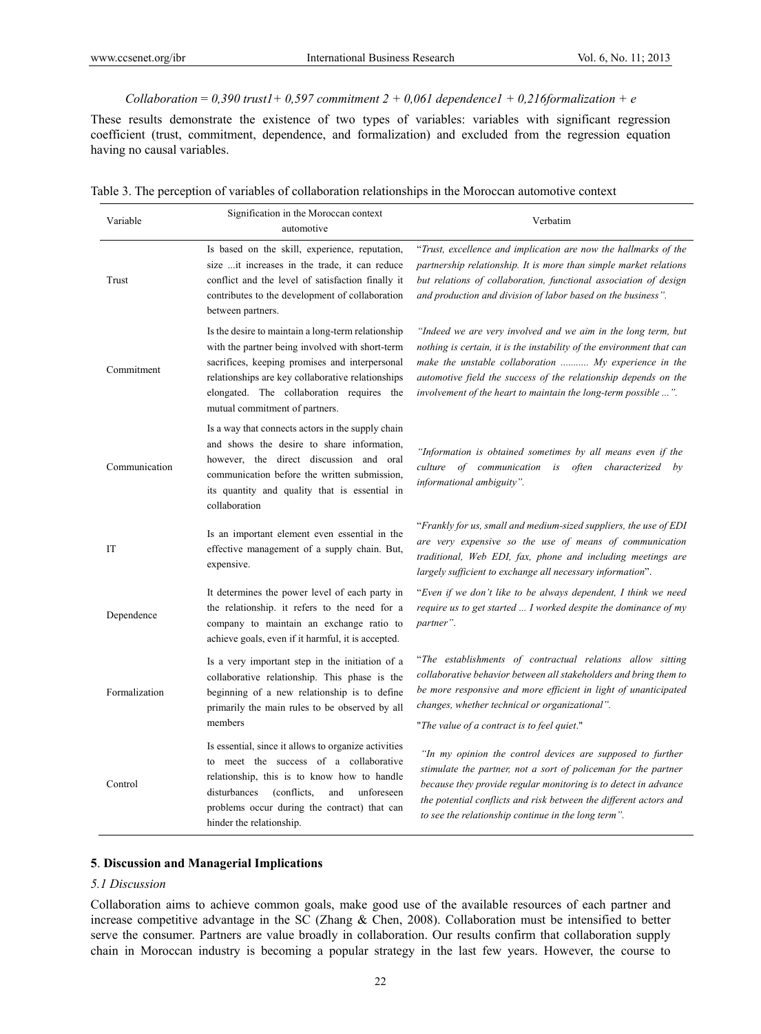*Collaboration = 0,390 trust1+ 0,597 commitment 2 + 0,061 dependence1 + 0,216formalization + e*

These results demonstrate the existence of two types of variables: variables with significant regression coefficient (trust, commitment, dependence, and formalization) and excluded from the regression equation having no causal variables.

Table 3. The perception of variables of collaboration relationships in the Moroccan automotive context

| Variable | Signification in the Moroccan context automotive | Verbatim |
|---|---|---|
| Trust | Is based on the skill, experience, reputation, size ...it increases in the trade, it can reduce conflict and the level of satisfaction finally it contributes to the development of collaboration between partners. | "*Trust, excellence and implication are now the hallmarks of the partnership relationship. It is more than simple market relations but relations of collaboration, functional association of design and production and division of labor based on the business".* |
| Commitment | Is the desire to maintain a long-term relationship with the partner being involved with short-term sacrifices, keeping promises and interpersonal relationships are key collaborative relationships elongated. The collaboration requires the mutual commitment of partners. | *"Indeed we are very involved and we aim in the long term, but nothing is certain, it is the instability of the environment that can make the unstable collaboration ........... My experience in the automotive field the success of the relationship depends on the involvement of the heart to maintain the long-term possible ...".* |
| Communication | Is a way that connects actors in the supply chain and shows the desire to share information, however, the direct discussion and oral communication before the written submission, its quantity and quality that is essential in collaboration | *"Information is obtained sometimes by all means even if the culture of communication is often characterized by informational ambiguity".* |
| IT | Is an important element even essential in the effective management of a supply chain. But, expensive. | "*Frankly for us, small and medium-sized suppliers, the use of EDI are very expensive so the use of means of communication traditional, Web EDI, fax, phone and including meetings are largely sufficient to exchange all necessary information*". |
| Dependence | It determines the power level of each party in the relationship. it refers to the need for a company to maintain an exchange ratio to achieve goals, even if it harmful, it is accepted. | "*Even if we don't like to be always dependent, I think we need require us to get started ... I worked despite the dominance of my partner*". |
| Formalization | Is a very important step in the initiation of a collaborative relationship. This phase is the beginning of a new relationship is to define primarily the main rules to be observed by all members | "*The establishments of contractual relations allow sitting collaborative behavior between all stakeholders and bring them to be more responsive and more efficient in light of unanticipated changes, whether technical or organizational".* "*The value of a contract is to feel quiet.*" |
| Control | Is essential, since it allows to organize activities to meet the success of a collaborative relationship, this is to know how to handle disturbances (conflicts, and unforeseen problems occur during the contract) that can hinder the relationship. | *"In my opinion the control devices are supposed to further stimulate the partner, not a sort of policeman for the partner because they provide regular monitoring is to detect in advance the potential conflicts and risk between the different actors and to see the relationship continue in the long term".* |

## 5. Discussion and Managerial Implications

### 5.1 Discussion

Collaboration aims to achieve common goals, make good use of the available resources of each partner and increase competitive advantage in the SC (Zhang & Chen, 2008). Collaboration must be intensified to better serve the consumer. Partners are value broadly in collaboration. Our results confirm that collaboration supply chain in Moroccan industry is becoming a popular strategy in the last few years. However, the course to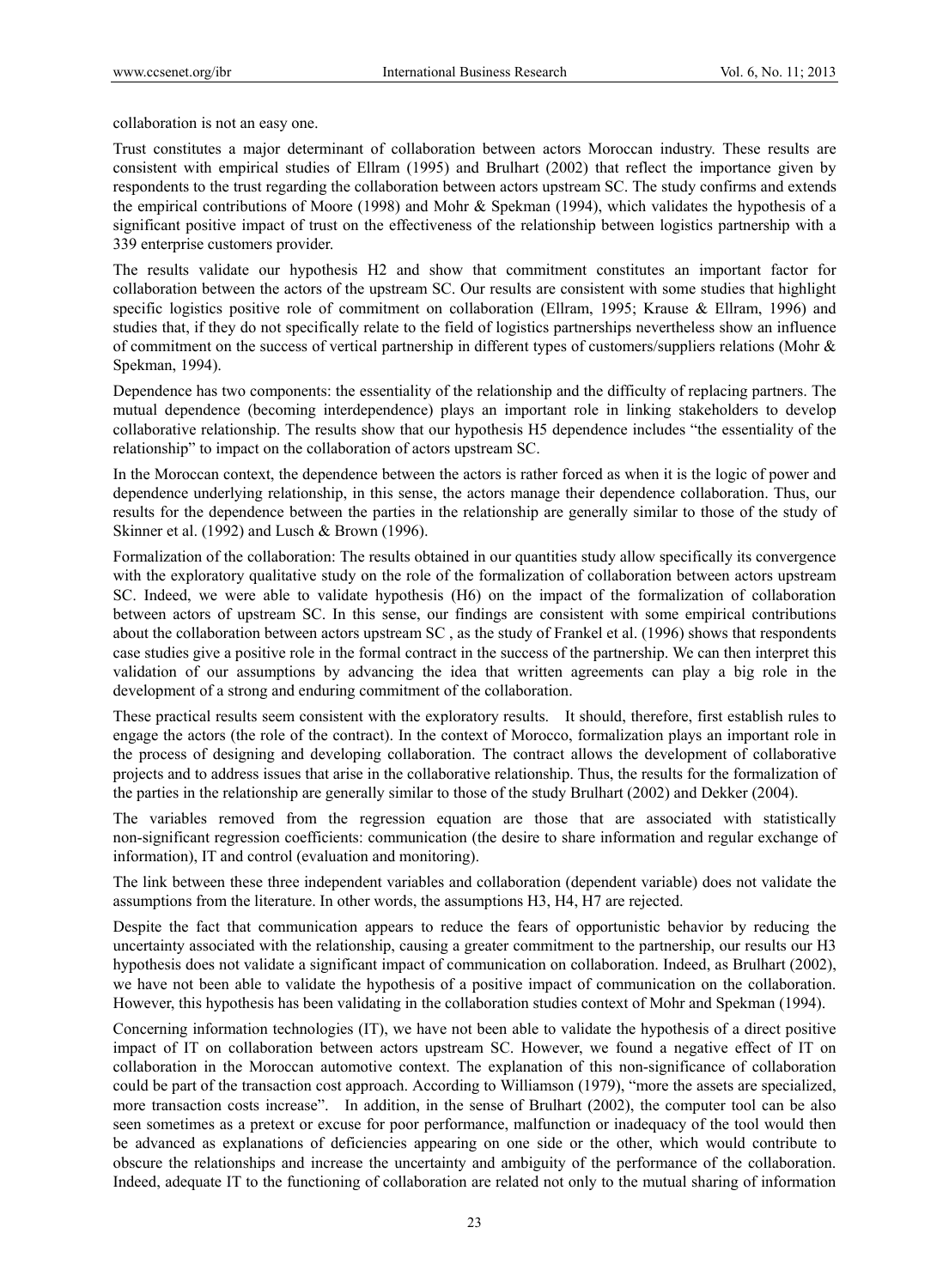collaboration is not an easy one.

Trust constitutes a major determinant of collaboration between actors Moroccan industry. These results are consistent with empirical studies of Ellram (1995) and Brulhart (2002) that reflect the importance given by respondents to the trust regarding the collaboration between actors upstream SC. The study confirms and extends the empirical contributions of Moore (1998) and Mohr & Spekman (1994), which validates the hypothesis of a significant positive impact of trust on the effectiveness of the relationship between logistics partnership with a 339 enterprise customers provider.

The results validate our hypothesis H2 and show that commitment constitutes an important factor for collaboration between the actors of the upstream SC. Our results are consistent with some studies that highlight specific logistics positive role of commitment on collaboration (Ellram, 1995; Krause & Ellram, 1996) and studies that, if they do not specifically relate to the field of logistics partnerships nevertheless show an influence of commitment on the success of vertical partnership in different types of customers/suppliers relations (Mohr & Spekman, 1994).

Dependence has two components: the essentiality of the relationship and the difficulty of replacing partners. The mutual dependence (becoming interdependence) plays an important role in linking stakeholders to develop collaborative relationship. The results show that our hypothesis H5 dependence includes "the essentiality of the relationship" to impact on the collaboration of actors upstream SC.

In the Moroccan context, the dependence between the actors is rather forced as when it is the logic of power and dependence underlying relationship, in this sense, the actors manage their dependence collaboration. Thus, our results for the dependence between the parties in the relationship are generally similar to those of the study of Skinner et al. (1992) and Lusch & Brown (1996).

Formalization of the collaboration: The results obtained in our quantities study allow specifically its convergence with the exploratory qualitative study on the role of the formalization of collaboration between actors upstream SC. Indeed, we were able to validate hypothesis (H6) on the impact of the formalization of collaboration between actors of upstream SC. In this sense, our findings are consistent with some empirical contributions about the collaboration between actors upstream SC , as the study of Frankel et al. (1996) shows that respondents case studies give a positive role in the formal contract in the success of the partnership. We can then interpret this validation of our assumptions by advancing the idea that written agreements can play a big role in the development of a strong and enduring commitment of the collaboration.

These practical results seem consistent with the exploratory results. It should, therefore, first establish rules to engage the actors (the role of the contract). In the context of Morocco, formalization plays an important role in the process of designing and developing collaboration. The contract allows the development of collaborative projects and to address issues that arise in the collaborative relationship. Thus, the results for the formalization of the parties in the relationship are generally similar to those of the study Brulhart (2002) and Dekker (2004).

The variables removed from the regression equation are those that are associated with statistically non-significant regression coefficients: communication (the desire to share information and regular exchange of information), IT and control (evaluation and monitoring).

The link between these three independent variables and collaboration (dependent variable) does not validate the assumptions from the literature. In other words, the assumptions H3, H4, H7 are rejected.

Despite the fact that communication appears to reduce the fears of opportunistic behavior by reducing the uncertainty associated with the relationship, causing a greater commitment to the partnership, our results our H3 hypothesis does not validate a significant impact of communication on collaboration. Indeed, as Brulhart (2002), we have not been able to validate the hypothesis of a positive impact of communication on the collaboration. However, this hypothesis has been validating in the collaboration studies context of Mohr and Spekman (1994).

Concerning information technologies (IT), we have not been able to validate the hypothesis of a direct positive impact of IT on collaboration between actors upstream SC. However, we found a negative effect of IT on collaboration in the Moroccan automotive context. The explanation of this non-significance of collaboration could be part of the transaction cost approach. According to Williamson (1979), "more the assets are specialized, more transaction costs increase". In addition, in the sense of Brulhart (2002), the computer tool can be also seen sometimes as a pretext or excuse for poor performance, malfunction or inadequacy of the tool would then be advanced as explanations of deficiencies appearing on one side or the other, which would contribute to obscure the relationships and increase the uncertainty and ambiguity of the performance of the collaboration. Indeed, adequate IT to the functioning of collaboration are related not only to the mutual sharing of information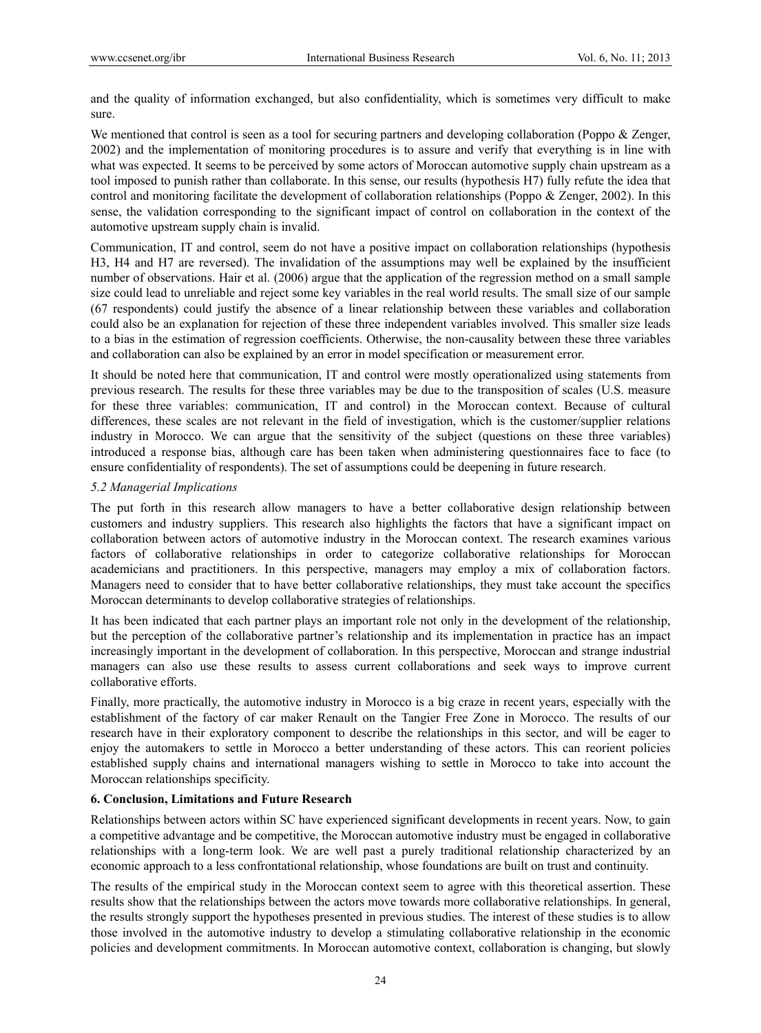and the quality of information exchanged, but also confidentiality, which is sometimes very difficult to make sure.

We mentioned that control is seen as a tool for securing partners and developing collaboration (Poppo & Zenger, 2002) and the implementation of monitoring procedures is to assure and verify that everything is in line with what was expected. It seems to be perceived by some actors of Moroccan automotive supply chain upstream as a tool imposed to punish rather than collaborate. In this sense, our results (hypothesis H7) fully refute the idea that control and monitoring facilitate the development of collaboration relationships (Poppo & Zenger, 2002). In this sense, the validation corresponding to the significant impact of control on collaboration in the context of the automotive upstream supply chain is invalid.

Communication, IT and control, seem do not have a positive impact on collaboration relationships (hypothesis H3, H4 and H7 are reversed). The invalidation of the assumptions may well be explained by the insufficient number of observations. Hair et al. (2006) argue that the application of the regression method on a small sample size could lead to unreliable and reject some key variables in the real world results. The small size of our sample (67 respondents) could justify the absence of a linear relationship between these variables and collaboration could also be an explanation for rejection of these three independent variables involved. This smaller size leads to a bias in the estimation of regression coefficients. Otherwise, the non-causality between these three variables and collaboration can also be explained by an error in model specification or measurement error.

It should be noted here that communication, IT and control were mostly operationalized using statements from previous research. The results for these three variables may be due to the transposition of scales (U.S. measure for these three variables: communication, IT and control) in the Moroccan context. Because of cultural differences, these scales are not relevant in the field of investigation, which is the customer/supplier relations industry in Morocco. We can argue that the sensitivity of the subject (questions on these three variables) introduced a response bias, although care has been taken when administering questionnaires face to face (to ensure confidentiality of respondents). The set of assumptions could be deepening in future research.

*5.2 Managerial Implications*

The put forth in this research allow managers to have a better collaborative design relationship between customers and industry suppliers. This research also highlights the factors that have a significant impact on collaboration between actors of automotive industry in the Moroccan context. The research examines various factors of collaborative relationships in order to categorize collaborative relationships for Moroccan academicians and practitioners. In this perspective, managers may employ a mix of collaboration factors. Managers need to consider that to have better collaborative relationships, they must take account the specifics Moroccan determinants to develop collaborative strategies of relationships.

It has been indicated that each partner plays an important role not only in the development of the relationship, but the perception of the collaborative partner's relationship and its implementation in practice has an impact increasingly important in the development of collaboration. In this perspective, Moroccan and strange industrial managers can also use these results to assess current collaborations and seek ways to improve current collaborative efforts.

Finally, more practically, the automotive industry in Morocco is a big craze in recent years, especially with the establishment of the factory of car maker Renault on the Tangier Free Zone in Morocco. The results of our research have in their exploratory component to describe the relationships in this sector, and will be eager to enjoy the automakers to settle in Morocco a better understanding of these actors. This can reorient policies established supply chains and international managers wishing to settle in Morocco to take into account the Moroccan relationships specificity.

**6. Conclusion, Limitations and Future Research**

Relationships between actors within SC have experienced significant developments in recent years. Now, to gain a competitive advantage and be competitive, the Moroccan automotive industry must be engaged in collaborative relationships with a long-term look. We are well past a purely traditional relationship characterized by an economic approach to a less confrontational relationship, whose foundations are built on trust and continuity.

The results of the empirical study in the Moroccan context seem to agree with this theoretical assertion. These results show that the relationships between the actors move towards more collaborative relationships. In general, the results strongly support the hypotheses presented in previous studies. The interest of these studies is to allow those involved in the automotive industry to develop a stimulating collaborative relationship in the economic policies and development commitments. In Moroccan automotive context, collaboration is changing, but slowly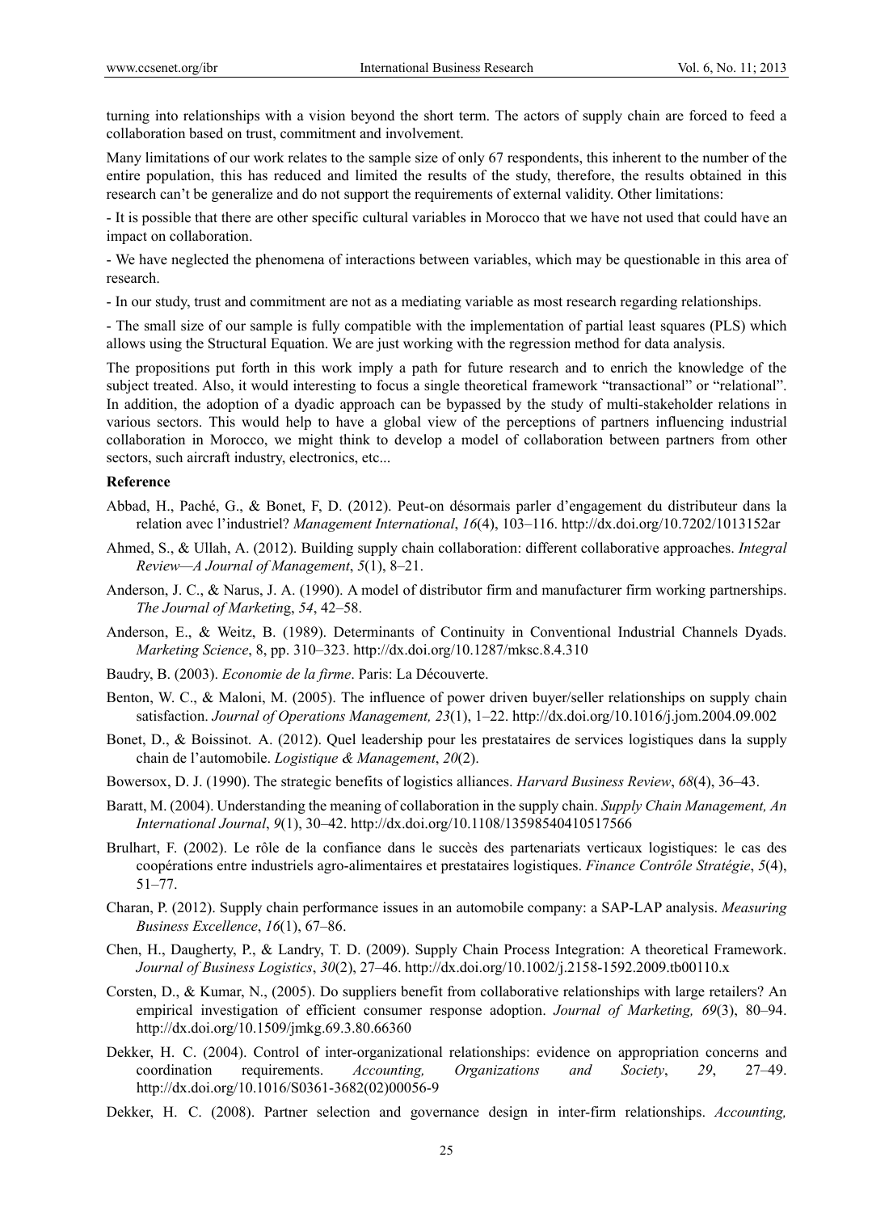turning into relationships with a vision beyond the short term. The actors of supply chain are forced to feed a collaboration based on trust, commitment and involvement.

Many limitations of our work relates to the sample size of only 67 respondents, this inherent to the number of the entire population, this has reduced and limited the results of the study, therefore, the results obtained in this research can't be generalize and do not support the requirements of external validity. Other limitations:

- It is possible that there are other specific cultural variables in Morocco that we have not used that could have an impact on collaboration.

- We have neglected the phenomena of interactions between variables, which may be questionable in this area of research.

- In our study, trust and commitment are not as a mediating variable as most research regarding relationships.

- The small size of our sample is fully compatible with the implementation of partial least squares (PLS) which allows using the Structural Equation. We are just working with the regression method for data analysis.

The propositions put forth in this work imply a path for future research and to enrich the knowledge of the subject treated. Also, it would interesting to focus a single theoretical framework "transactional" or "relational". In addition, the adoption of a dyadic approach can be bypassed by the study of multi-stakeholder relations in various sectors. This would help to have a global view of the perceptions of partners influencing industrial collaboration in Morocco, we might think to develop a model of collaboration between partners from other sectors, such aircraft industry, electronics, etc...

**Reference**

Abbad, H., Paché, G., & Bonet, F, D. (2012). Peut-on désormais parler d'engagement du distributeur dans la relation avec l'industriel? *Management International*, *16*(4), 103–116. http://dx.doi.org/10.7202/1013152ar

Ahmed, S., & Ullah, A. (2012). Building supply chain collaboration: different collaborative approaches. *Integral Review—A Journal of Management*, *5*(1), 8–21.

Anderson, J. C., & Narus, J. A. (1990). A model of distributor firm and manufacturer firm working partnerships. *The Journal of Marketing*, *54*, 42–58.

Anderson, E., & Weitz, B. (1989). Determinants of Continuity in Conventional Industrial Channels Dyads. *Marketing Science*, 8, pp. 310–323. http://dx.doi.org/10.1287/mksc.8.4.310

Baudry, B. (2003). *Economie de la firme*. Paris: La Découverte.

Benton, W. C., & Maloni, M. (2005). The influence of power driven buyer/seller relationships on supply chain satisfaction. *Journal of Operations Management, 23*(1), 1–22. http://dx.doi.org/10.1016/j.jom.2004.09.002

Bonet, D., & Boissinot. A. (2012). Quel leadership pour les prestataires de services logistiques dans la supply chain de l'automobile. *Logistique & Management*, *20*(2).

Bowersox, D. J. (1990). The strategic benefits of logistics alliances. *Harvard Business Review*, *68*(4), 36–43.

Baratt, M. (2004). Understanding the meaning of collaboration in the supply chain. *Supply Chain Management, An International Journal*, *9*(1), 30–42. http://dx.doi.org/10.1108/13598540410517566

Brulhart, F. (2002). Le rôle de la confiance dans le succès des partenariats verticaux logistiques: le cas des coopérations entre industriels agro-alimentaires et prestataires logistiques. *Finance Contrôle Stratégie*, *5*(4), 51–77.

Charan, P. (2012). Supply chain performance issues in an automobile company: a SAP-LAP analysis. *Measuring Business Excellence*, *16*(1), 67–86.

Chen, H., Daugherty, P., & Landry, T. D. (2009). Supply Chain Process Integration: A theoretical Framework. *Journal of Business Logistics*, *30*(2), 27–46. http://dx.doi.org/10.1002/j.2158-1592.2009.tb00110.x

Corsten, D., & Kumar, N., (2005). Do suppliers benefit from collaborative relationships with large retailers? An empirical investigation of efficient consumer response adoption. *Journal of Marketing, 69*(3), 80–94. http://dx.doi.org/10.1509/jmkg.69.3.80.66360

Dekker, H. C. (2004). Control of inter-organizational relationships: evidence on appropriation concerns and coordination requirements. *Accounting, Organizations and Society*, *29*, 27–49. http://dx.doi.org/10.1016/S0361-3682(02)00056-9

Dekker, H. C. (2008). Partner selection and governance design in inter-firm relationships. *Accounting,*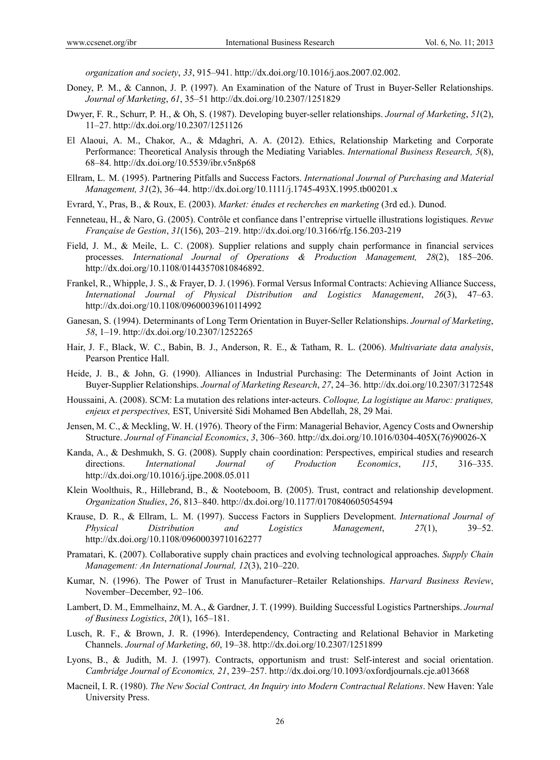*organization and society*, *33*, 915–941. http://dx.doi.org/10.1016/j.aos.2007.02.002.

Doney, P. M., & Cannon, J. P. (1997). An Examination of the Nature of Trust in Buyer-Seller Relationships. *Journal of Marketing*, *61*, 35–51 http://dx.doi.org/10.2307/1251829

Dwyer, F. R., Schurr, P. H., & Oh, S. (1987). Developing buyer-seller relationships. *Journal of Marketing*, *51*(2), 11–27. http://dx.doi.org/10.2307/1251126

El Alaoui, A. M., Chakor, A., & Mdaghri, A. A. (2012). Ethics, Relationship Marketing and Corporate Performance: Theoretical Analysis through the Mediating Variables. *International Business Research, 5*(8), 68–84. http://dx.doi.org/10.5539/ibr.v5n8p68

Ellram, L. M. (1995). Partnering Pitfalls and Success Factors. *International Journal of Purchasing and Material Management, 31*(2), 36–44. http://dx.doi.org/10.1111/j.1745-493X.1995.tb00201.x

Evrard, Y., Pras, B., & Roux, E. (2003). *Market: études et recherches en marketing* (3rd ed.). Dunod.

Fenneteau, H., & Naro, G. (2005). Contrôle et confiance dans l'entreprise virtuelle illustrations logistiques. *Revue Française de Gestion*, *31*(156), 203–219. http://dx.doi.org/10.3166/rfg.156.203-219

Field, J. M., & Meile, L. C. (2008). Supplier relations and supply chain performance in financial services processes. *International Journal of Operations & Production Management, 28*(2), 185–206. http://dx.doi.org/10.1108/01443570810846892.

Frankel, R., Whipple, J. S., & Frayer, D. J. (1996). Formal Versus Informal Contracts: Achieving Alliance Success, *International Journal of Physical Distribution and Logistics Management*, *26*(3), 47–63. http://dx.doi.org/10.1108/09600039610114992

Ganesan, S. (1994). Determinants of Long Term Orientation in Buyer-Seller Relationships. *Journal of Marketing*, *58*, 1–19. http://dx.doi.org/10.2307/1252265

Hair, J. F., Black, W. C., Babin, B. J., Anderson, R. E., & Tatham, R. L. (2006). *Multivariate data analysis*, Pearson Prentice Hall.

Heide, J. B., & John, G. (1990). Alliances in Industrial Purchasing: The Determinants of Joint Action in Buyer-Supplier Relationships. *Journal of Marketing Research*, *27*, 24–36. http://dx.doi.org/10.2307/3172548

Houssaini, A. (2008). SCM: La mutation des relations inter-acteurs. *Colloque, La logistique au Maroc: pratiques, enjeux et perspectives,* EST, Université Sidi Mohamed Ben Abdellah, 28, 29 Mai.

Jensen, M. C., & Meckling, W. H. (1976). Theory of the Firm: Managerial Behavior, Agency Costs and Ownership Structure. *Journal of Financial Economics*, *3*, 306–360. http://dx.doi.org/10.1016/0304-405X(76)90026-X

Kanda, A., & Deshmukh, S. G. (2008). Supply chain coordination: Perspectives, empirical studies and research directions. *International Journal of Production Economics*, *115*, 316–335. http://dx.doi.org/10.1016/j.ijpe.2008.05.011

Klein Woolthuis, R., Hillebrand, B., & Nooteboom, B. (2005). Trust, contract and relationship development. *Organization Studies*, *26*, 813–840. http://dx.doi.org/10.1177/0170840605054594

Krause, D. R., & Ellram, L. M. (1997). Success Factors in Suppliers Development. *International Journal of Physical Distribution and Logistics Management*, *27*(1), 39–52. http://dx.doi.org/10.1108/09600039710162277

Pramatari, K. (2007). Collaborative supply chain practices and evolving technological approaches. *Supply Chain Management: An International Journal, 12*(3), 210–220.

Kumar, N. (1996). The Power of Trust in Manufacturer–Retailer Relationships. *Harvard Business Review*, November–December, 92–106.

Lambert, D. M., Emmelhainz, M. A., & Gardner, J. T. (1999). Building Successful Logistics Partnerships. *Journal of Business Logistics*, *20*(1), 165–181.

Lusch, R. F., & Brown, J. R. (1996). Interdependency, Contracting and Relational Behavior in Marketing Channels. *Journal of Marketing*, *60*, 19–38. http://dx.doi.org/10.2307/1251899

Lyons, B., & Judith, M. J. (1997). Contracts, opportunism and trust: Self-interest and social orientation. *Cambridge Journal of Economics, 21*, 239–257. http://dx.doi.org/10.1093/oxfordjournals.cje.a013668

Macneil, I. R. (1980). *The New Social Contract, An Inquiry into Modern Contractual Relations*. New Haven: Yale University Press.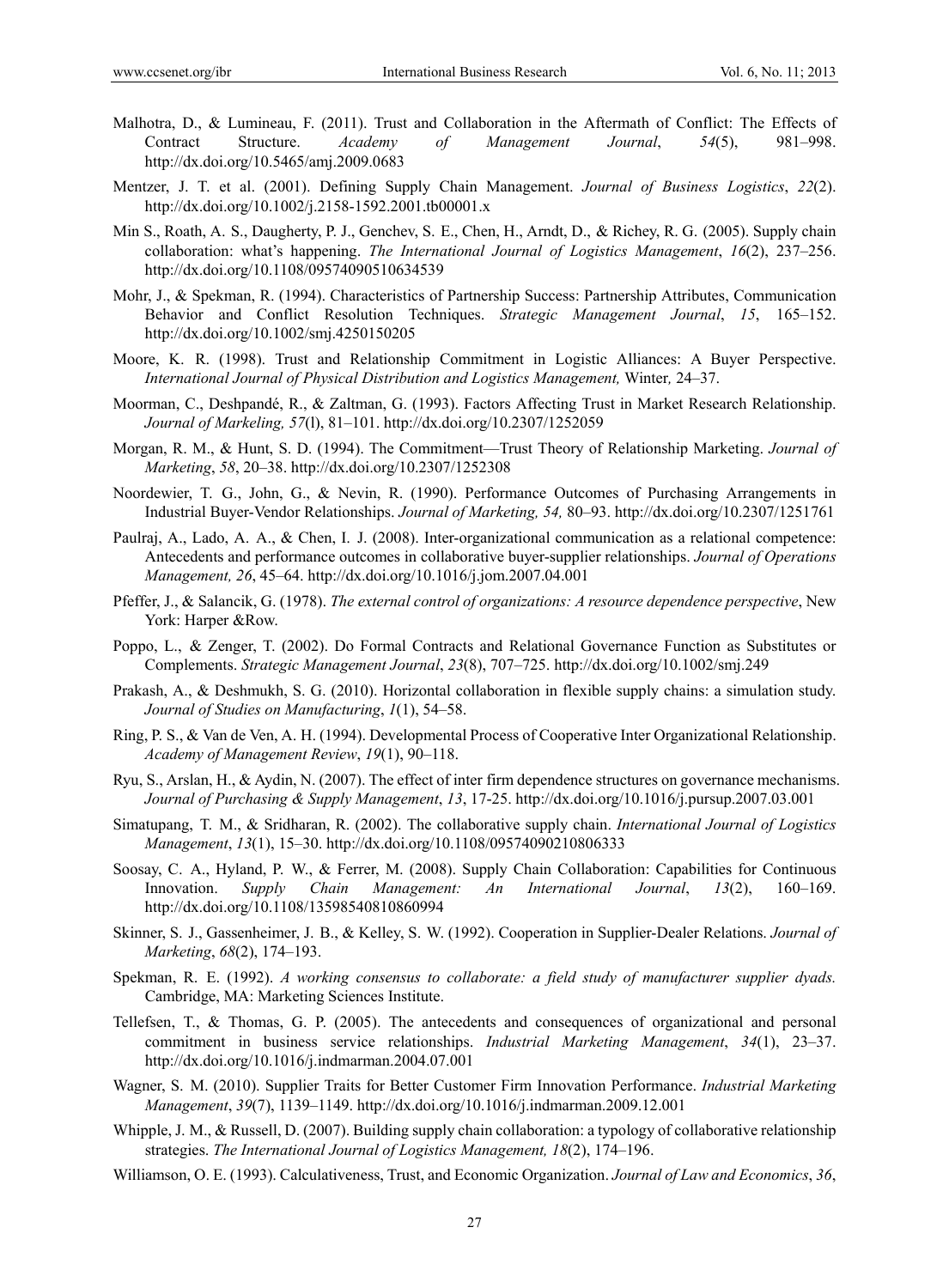Malhotra, D., & Lumineau, F. (2011). Trust and Collaboration in the Aftermath of Conflict: The Effects of Contract Structure. *Academy of Management Journal*, *54*(5), 981–998. http://dx.doi.org/10.5465/amj.2009.0683

Mentzer, J. T. et al. (2001). Defining Supply Chain Management. *Journal of Business Logistics*, *22*(2). http://dx.doi.org/10.1002/j.2158-1592.2001.tb00001.x

Min S., Roath, A. S., Daugherty, P. J., Genchev, S. E., Chen, H., Arndt, D., & Richey, R. G. (2005). Supply chain collaboration: what's happening. *The International Journal of Logistics Management*, *16*(2), 237–256. http://dx.doi.org/10.1108/09574090510634539

Mohr, J., & Spekman, R. (1994). Characteristics of Partnership Success: Partnership Attributes, Communication Behavior and Conflict Resolution Techniques. *Strategic Management Journal*, *15*, 165–152. http://dx.doi.org/10.1002/smj.4250150205

Moore, K. R. (1998). Trust and Relationship Commitment in Logistic Alliances: A Buyer Perspective. *International Journal of Physical Distribution and Logistics Management,* Winter*,* 24–37.

Moorman, C., Deshpandé, R., & Zaltman, G. (1993). Factors Affecting Trust in Market Research Relationship. *Journal of Markeling, 57*(l), 81–101. http://dx.doi.org/10.2307/1252059

Morgan, R. M., & Hunt, S. D. (1994). The Commitment—Trust Theory of Relationship Marketing. *Journal of Marketing*, *58*, 20–38. http://dx.doi.org/10.2307/1252308

Noordewier, T. G., John, G., & Nevin, R. (1990). Performance Outcomes of Purchasing Arrangements in Industrial Buyer-Vendor Relationships. *Journal of Marketing, 54,* 80–93. http://dx.doi.org/10.2307/1251761

Paulraj, A., Lado, A. A., & Chen, I. J. (2008). Inter-organizational communication as a relational competence: Antecedents and performance outcomes in collaborative buyer-supplier relationships. *Journal of Operations Management, 26*, 45–64. http://dx.doi.org/10.1016/j.jom.2007.04.001

Pfeffer, J., & Salancik, G. (1978). *The external control of organizations: A resource dependence perspective*, New York: Harper &Row.

Poppo, L., & Zenger, T. (2002). Do Formal Contracts and Relational Governance Function as Substitutes or Complements. *Strategic Management Journal*, *23*(8), 707–725. http://dx.doi.org/10.1002/smj.249

Prakash, A., & Deshmukh, S. G. (2010). Horizontal collaboration in flexible supply chains: a simulation study. *Journal of Studies on Manufacturing*, *1*(1), 54–58.

Ring, P. S., & Van de Ven, A. H. (1994). Developmental Process of Cooperative Inter Organizational Relationship. *Academy of Management Review*, *19*(1), 90–118.

Ryu, S., Arslan, H., & Aydin, N. (2007). The effect of inter firm dependence structures on governance mechanisms. *Journal of Purchasing & Supply Management*, *13*, 17-25. http://dx.doi.org/10.1016/j.pursup.2007.03.001

Simatupang, T. M., & Sridharan, R. (2002). The collaborative supply chain. *International Journal of Logistics Management*, *13*(1), 15–30. http://dx.doi.org/10.1108/09574090210806333

Soosay, C. A., Hyland, P. W., & Ferrer, M. (2008). Supply Chain Collaboration: Capabilities for Continuous Innovation. *Supply Chain Management: An International Journal*, *13*(2), 160–169. http://dx.doi.org/10.1108/13598540810860994

Skinner, S. J., Gassenheimer, J. B., & Kelley, S. W. (1992). Cooperation in Supplier-Dealer Relations. *Journal of Marketing*, *68*(2), 174–193.

Spekman, R. E. (1992). *A working consensus to collaborate: a field study of manufacturer supplier dyads.* Cambridge, MA: Marketing Sciences Institute.

Tellefsen, T., & Thomas, G. P. (2005). The antecedents and consequences of organizational and personal commitment in business service relationships. *Industrial Marketing Management*, *34*(1), 23–37. http://dx.doi.org/10.1016/j.indmarman.2004.07.001

Wagner, S. M. (2010). Supplier Traits for Better Customer Firm Innovation Performance. *Industrial Marketing Management*, *39*(7), 1139–1149. http://dx.doi.org/10.1016/j.indmarman.2009.12.001

Whipple, J. M., & Russell, D. (2007). Building supply chain collaboration: a typology of collaborative relationship strategies. *The International Journal of Logistics Management, 18*(2), 174–196.

Williamson, O. E. (1993). Calculativeness, Trust, and Economic Organization. *Journal of Law and Economics*, *36*,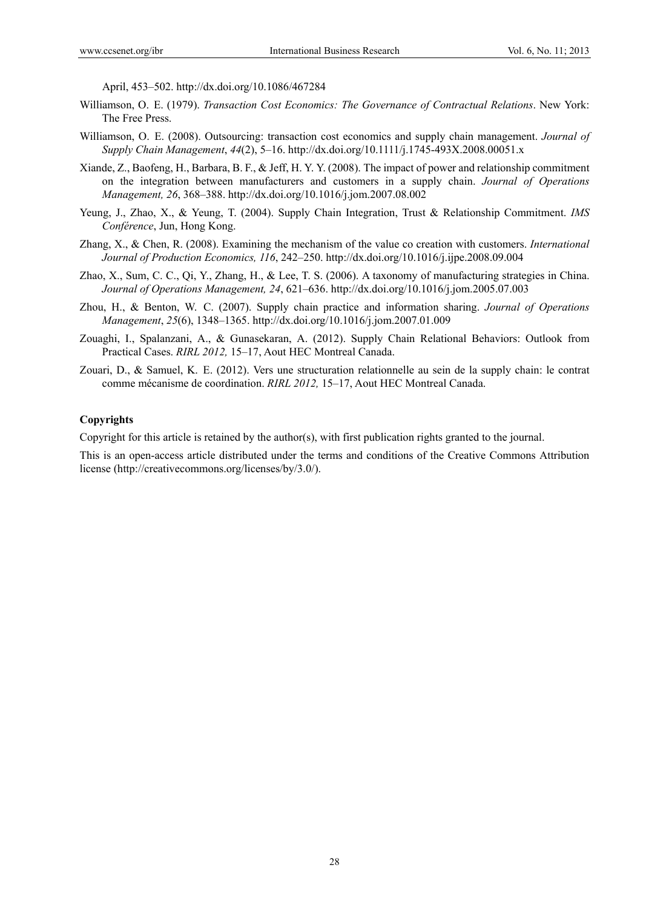April, 453–502. http://dx.doi.org/10.1086/467284

Williamson, O. E. (1979). *Transaction Cost Economics: The Governance of Contractual Relations*. New York: The Free Press.

Williamson, O. E. (2008). Outsourcing: transaction cost economics and supply chain management. *Journal of Supply Chain Management*, *44*(2), 5–16. http://dx.doi.org/10.1111/j.1745-493X.2008.00051.x

Xiande, Z., Baofeng, H., Barbara, B. F., & Jeff, H. Y. Y. (2008). The impact of power and relationship commitment on the integration between manufacturers and customers in a supply chain. *Journal of Operations Management, 26*, 368–388. http://dx.doi.org/10.1016/j.jom.2007.08.002

Yeung, J., Zhao, X., & Yeung, T. (2004). Supply Chain Integration, Trust & Relationship Commitment. *IMS Conférence*, Jun, Hong Kong.

Zhang, X., & Chen, R. (2008). Examining the mechanism of the value co creation with customers. *International Journal of Production Economics, 116*, 242–250. http://dx.doi.org/10.1016/j.ijpe.2008.09.004

Zhao, X., Sum, C. C., Qi, Y., Zhang, H., & Lee, T. S. (2006). A taxonomy of manufacturing strategies in China. *Journal of Operations Management, 24*, 621–636. http://dx.doi.org/10.1016/j.jom.2005.07.003

Zhou, H., & Benton, W. C. (2007). Supply chain practice and information sharing. *Journal of Operations Management*, *25*(6), 1348–1365. http://dx.doi.org/10.1016/j.jom.2007.01.009

Zouaghi, I., Spalanzani, A., & Gunasekaran, A. (2012). Supply Chain Relational Behaviors: Outlook from Practical Cases. *RIRL 2012,* 15–17, Aout HEC Montreal Canada.

Zouari, D., & Samuel, K. E. (2012). Vers une structuration relationnelle au sein de la supply chain: le contrat comme mécanisme de coordination. *RIRL 2012,* 15–17, Aout HEC Montreal Canada.

**Copyrights**

Copyright for this article is retained by the author(s), with first publication rights granted to the journal.

This is an open-access article distributed under the terms and conditions of the Creative Commons Attribution license (http://creativecommons.org/licenses/by/3.0/).